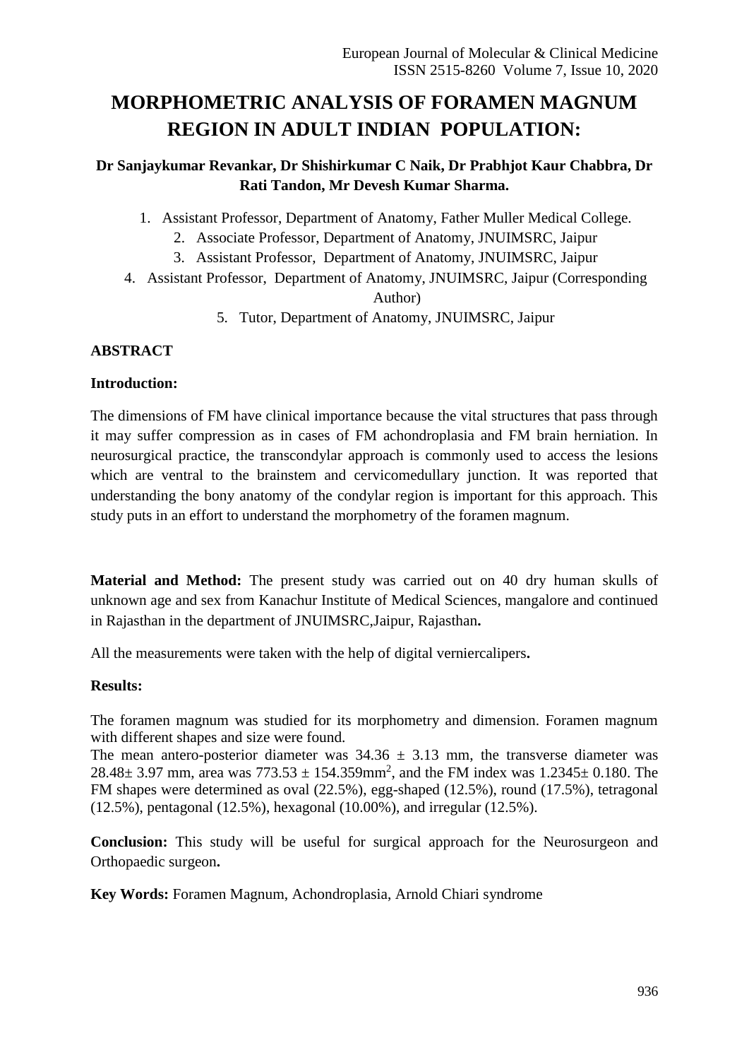# MORPHOMETRIC ANALYSIS OF FORAMEN MAGNUM REGION IN ADULT INDIAN POPULATION:

**Dr Sanjaykumar Revankar, Dr Shishirkumar C Naik, Dr Prabhjot Kaur Chabbra, Dr Rati Tandon, Mr Devesh Kumar Sharma.**

1. Assistant Professor, Department of Anatomy, Father Muller Medical College.
2. Associate Professor, Department of Anatomy, JNUIMSRC, Jaipur
3. Assistant Professor, Department of Anatomy, JNUIMSRC, Jaipur
4. Assistant Professor, Department of Anatomy, JNUIMSRC, Jaipur (Corresponding Author)
5. Tutor, Department of Anatomy, JNUIMSRC, Jaipur

## ABSTRACT

### Introduction:

The dimensions of FM have clinical importance because the vital structures that pass through it may suffer compression as in cases of FM achondroplasia and FM brain herniation. In neurosurgical practice, the transcondylar approach is commonly used to access the lesions which are ventral to the brainstem and cervicomedullary junction. It was reported that understanding the bony anatomy of the condylar region is important for this approach. This study puts in an effort to understand the morphometry of the foramen magnum.

**Material and Method:** The present study was carried out on 40 dry human skulls of unknown age and sex from Kanachur Institute of Medical Sciences, mangalore and continued in Rajasthan in the department of JNUIMSRC,Jaipur, Rajasthan**.**

All the measurements were taken with the help of digital verniercalipers**.**

### Results:

The foramen magnum was studied for its morphometry and dimension. Foramen magnum with different shapes and size were found.
The mean antero-posterior diameter was $34.36 \pm 3.13$ mm, the transverse diameter was $28.48 \pm 3.97$ mm, area was $773.53 \pm 154.359 mm^2$, and the FM index was $1.2345 \pm 0.180$. The FM shapes were determined as oval (22.5%), egg-shaped (12.5%), round (17.5%), tetragonal (12.5%), pentagonal (12.5%), hexagonal (10.00%), and irregular (12.5%).

**Conclusion:** This study will be useful for surgical approach for the Neurosurgeon and Orthopaedic surgeon**.**

**Key Words:** Foramen Magnum, Achondroplasia, Arnold Chiari syndrome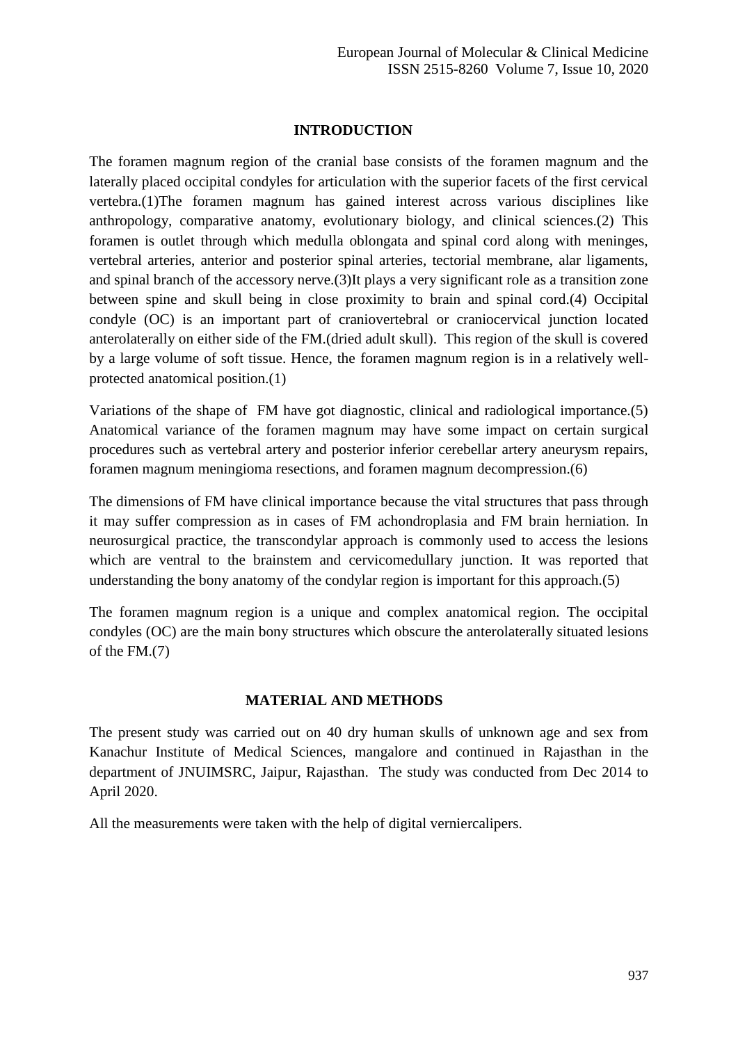## INTRODUCTION

The foramen magnum region of the cranial base consists of the foramen magnum and the laterally placed occipital condyles for articulation with the superior facets of the first cervical vertebra.(1)The foramen magnum has gained interest across various disciplines like anthropology, comparative anatomy, evolutionary biology, and clinical sciences.(2) This foramen is outlet through which medulla oblongata and spinal cord along with meninges, vertebral arteries, anterior and posterior spinal arteries, tectorial membrane, alar ligaments, and spinal branch of the accessory nerve.(3)It plays a very significant role as a transition zone between spine and skull being in close proximity to brain and spinal cord.(4) Occipital condyle (OC) is an important part of craniovertebral or craniocervical junction located anterolaterally on either side of the FM.(dried adult skull). This region of the skull is covered by a large volume of soft tissue. Hence, the foramen magnum region is in a relatively well-protected anatomical position.(1)

Variations of the shape of FM have got diagnostic, clinical and radiological importance.(5) Anatomical variance of the foramen magnum may have some impact on certain surgical procedures such as vertebral artery and posterior inferior cerebellar artery aneurysm repairs, foramen magnum meningioma resections, and foramen magnum decompression.(6)

The dimensions of FM have clinical importance because the vital structures that pass through it may suffer compression as in cases of FM achondroplasia and FM brain herniation. In neurosurgical practice, the transcondylar approach is commonly used to access the lesions which are ventral to the brainstem and cervicomedullary junction. It was reported that understanding the bony anatomy of the condylar region is important for this approach.(5)

The foramen magnum region is a unique and complex anatomical region. The occipital condyles (OC) are the main bony structures which obscure the anterolaterally situated lesions of the FM.(7)

## MATERIAL AND METHODS

The present study was carried out on 40 dry human skulls of unknown age and sex from Kanachur Institute of Medical Sciences, mangalore and continued in Rajasthan in the department of JNUIMSRC, Jaipur, Rajasthan. The study was conducted from Dec 2014 to April 2020.

All the measurements were taken with the help of digital verniercalipers.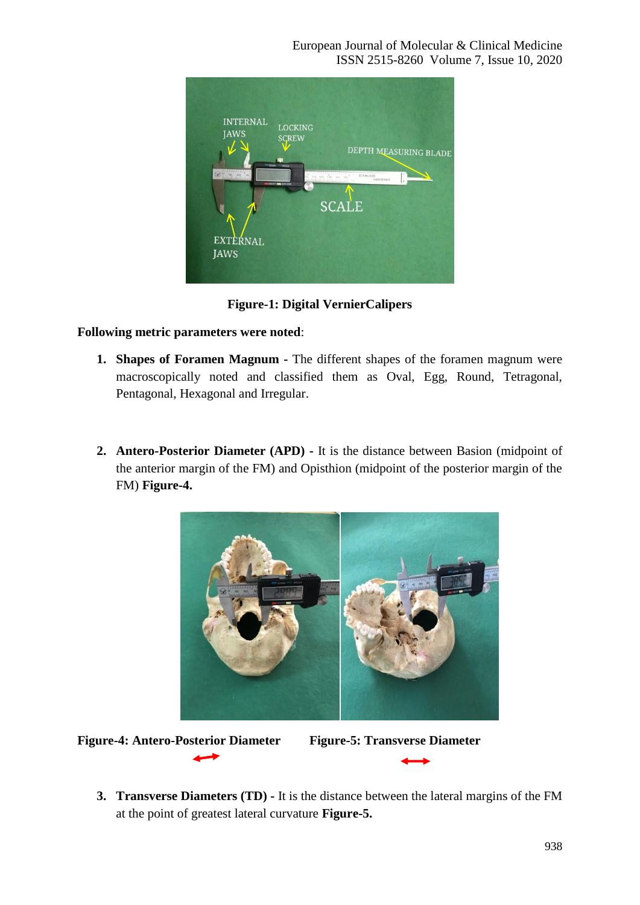**Figure-1: Digital VernierCalipers**

**Following metric parameters were noted**:

1. **Shapes of Foramen Magnum** - The different shapes of the foramen magnum were macroscopically noted and classified them as Oval, Egg, Round, Tetragonal, Pentagonal, Hexagonal and Irregular.

2. **Antero-Posterior Diameter (APD)** - It is the distance between Basion (midpoint of the anterior margin of the FM) and Opisthion (midpoint of the posterior margin of the FM) **Figure-4.**

**Figure-4: Antero-Posterior Diameter**

**Figure-5: Transverse Diameter**

3. **Transverse Diameters (TD)** - It is the distance between the lateral margins of the FM at the point of greatest lateral curvature **Figure-5.**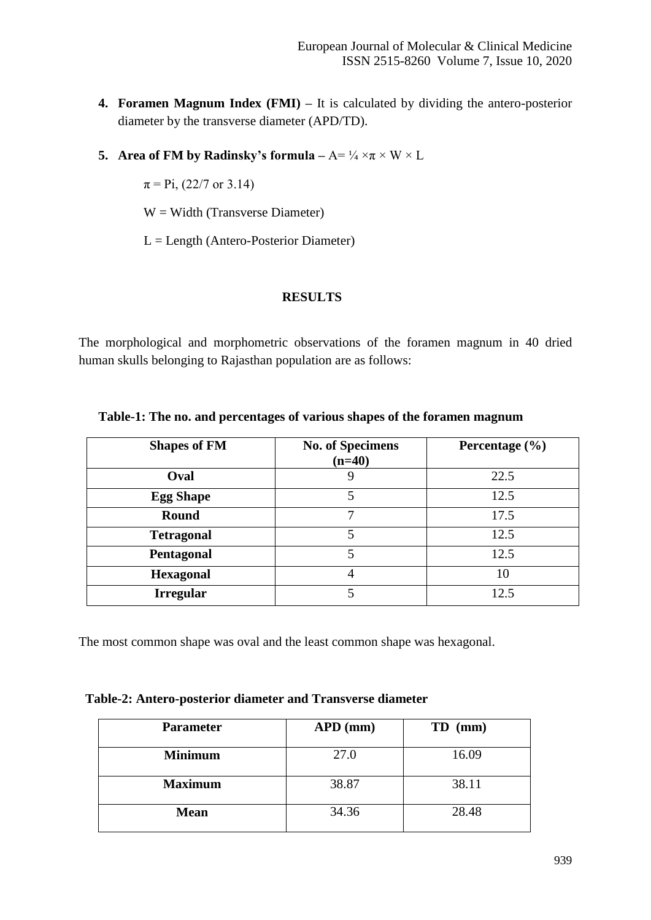4. **Foramen Magnum Index (FMI) –** It is calculated by dividing the antero-posterior diameter by the transverse diameter (APD/TD).

5. **Area of FM by Radinsky's formula –** $A = \frac{1}{4} \times \pi \times W \times L$

   $\pi$ = Pi, (22/7 or 3.14)

   W = Width (Transverse Diameter)

   L = Length (Antero-Posterior Diameter)

## RESULTS

The morphological and morphometric observations of the foramen magnum in 40 dried human skulls belonging to Rajasthan population are as follows:

**Table-1: The no. and percentages of various shapes of the foramen magnum**

| Shapes of FM | No. of Specimens (n=40) | Percentage (%) |
|---|---|---|
| **Oval** | 9 | 22.5 |
| **Egg Shape** | 5 | 12.5 |
| **Round** | 7 | 17.5 |
| **Tetragonal** | 5 | 12.5 |
| **Pentagonal** | 5 | 12.5 |
| **Hexagonal** | 4 | 10 |
| **Irregular** | 5 | 12.5 |

The most common shape was oval and the least common shape was hexagonal.

**Table-2: Antero-posterior diameter and Transverse diameter**

| Parameter | APD (mm) | TD (mm) |
|---|---|---|
| **Minimum** | 27.0 | 16.09 |
| **Maximum** | 38.87 | 38.11 |
| **Mean** | 34.36 | 28.48 |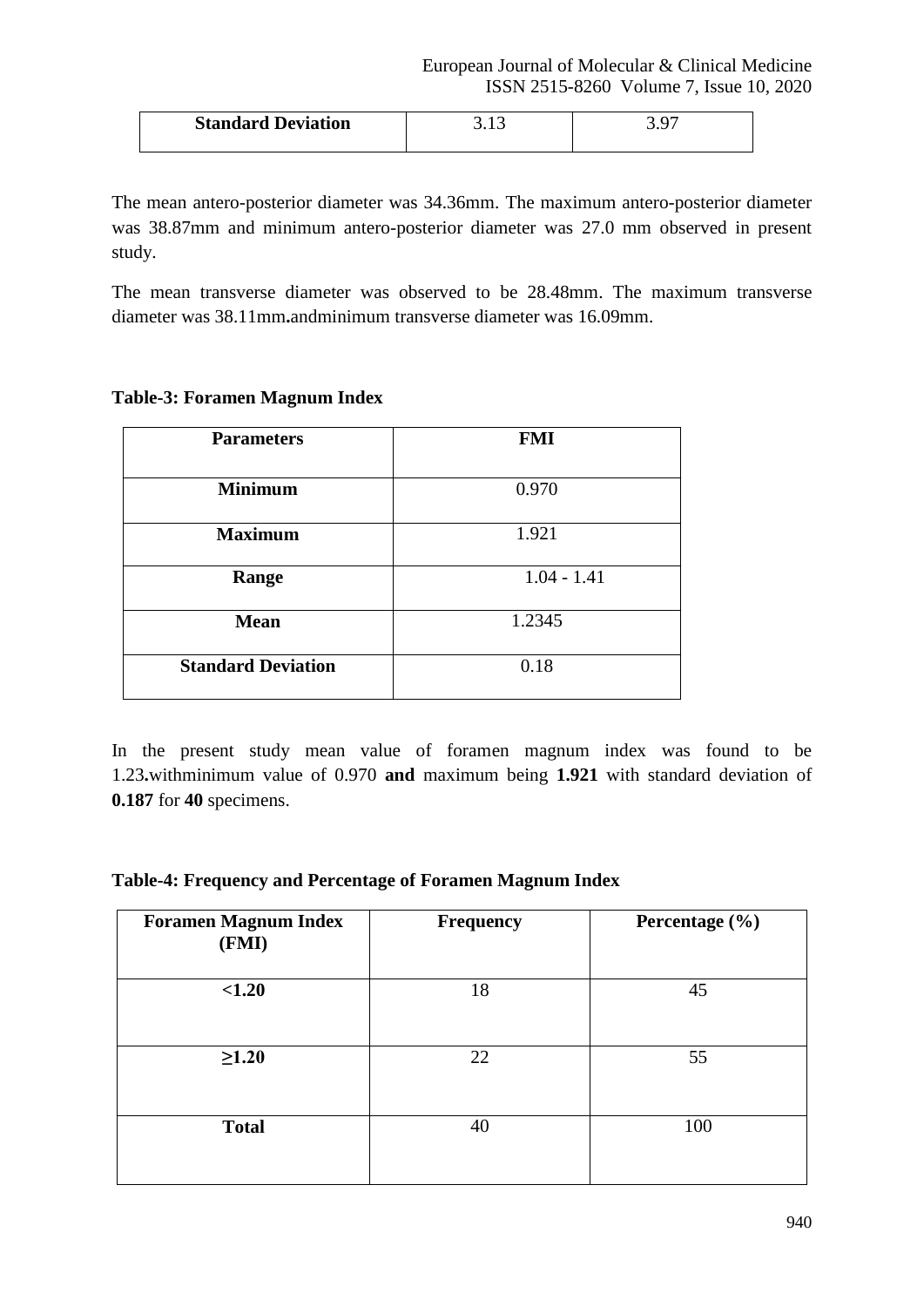| **Standard Deviation** | 3.13 | 3.97 |
|---|---|---|

The mean antero-posterior diameter was 34.36mm. The maximum antero-posterior diameter was 38.87mm and minimum antero-posterior diameter was 27.0 mm observed in present study.

The mean transverse diameter was observed to be 28.48mm. The maximum transverse diameter was 38.11mm**.**andminimum transverse diameter was 16.09mm.

**Table-3: Foramen Magnum Index**

| **Parameters** | **FMI** |
|---|---|
| **Minimum** | 0.970 |
| **Maximum** | 1.921 |
| **Range** | 1.04 - 1.41 |
| **Mean** | 1.2345 |
| **Standard Deviation** | 0.18 |

In the present study mean value of foramen magnum index was found to be 1.23**.**withminimum value of 0.970 **and** maximum being **1.921** with standard deviation of **0.187** for **40** specimens.

**Table-4: Frequency and Percentage of Foramen Magnum Index**

| **Foramen Magnum Index (FMI)** | **Frequency** | **Percentage (%)** |
|---|---|---|
| **<1.20** | 18 | 45 |
| **≥1.20** | 22 | 55 |
| **Total** | 40 | 100 |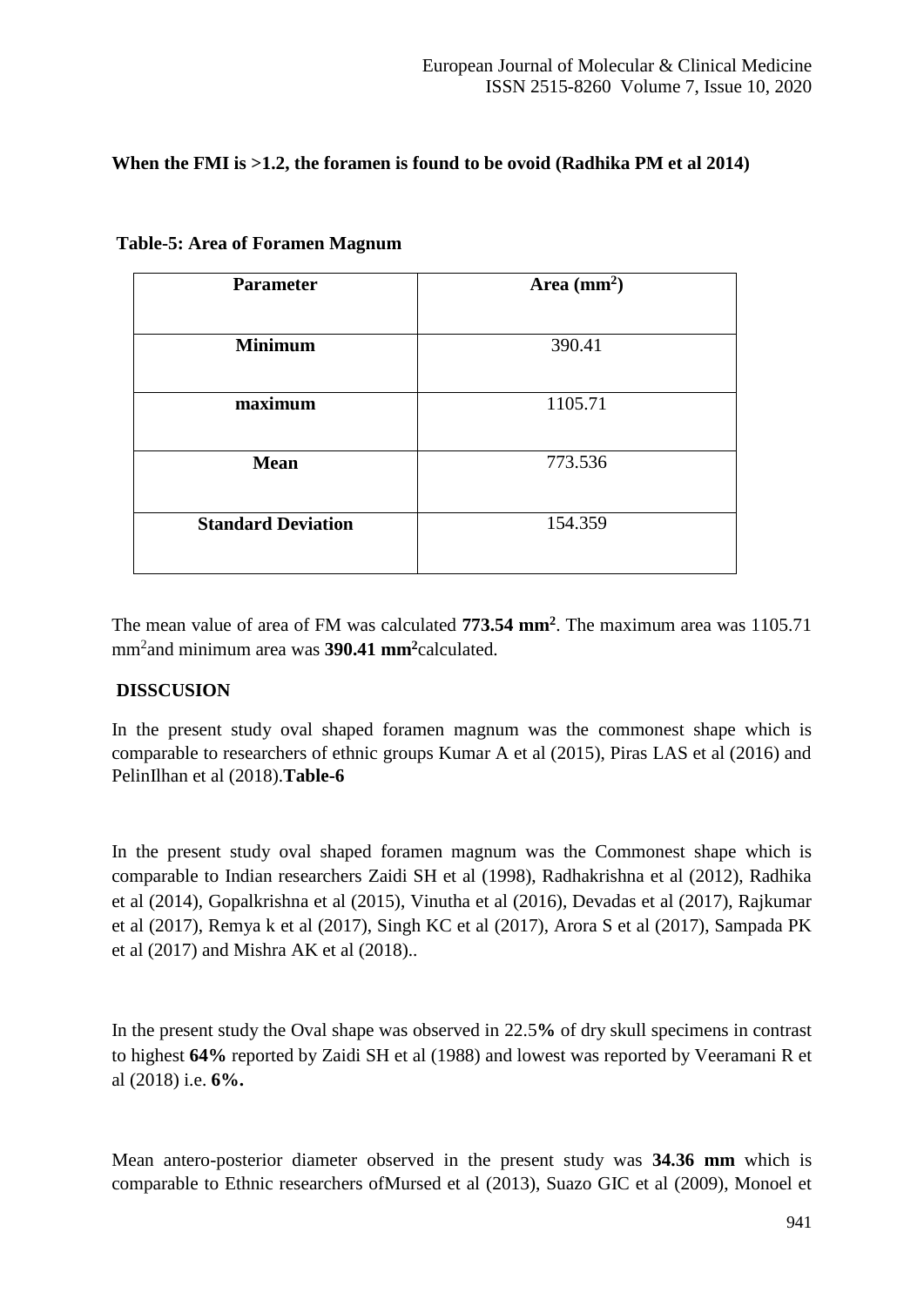**When the FMI is >1.2, the foramen is found to be ovoid (Radhika PM et al 2014)**

**Table-5: Area of Foramen Magnum**

| Parameter | Area ($mm^2$) |
|---|---|
| **Minimum** | 390.41 |
| **maximum** | 1105.71 |
| **Mean** | 773.536 |
| **Standard Deviation** | 154.359 |

The mean value of area of FM was calculated **773.54 $mm^2$**. The maximum area was 1105.71 $mm^2$and minimum area was **390.41 $mm^2$**calculated.

## DISSCUSION

In the present study oval shaped foramen magnum was the commonest shape which is comparable to researchers of ethnic groups Kumar A et al (2015), Piras LAS et al (2016) and PelinIlhan et al (2018).**Table-6**

In the present study oval shaped foramen magnum was the Commonest shape which is comparable to Indian researchers Zaidi SH et al (1998), Radhakrishna et al (2012), Radhika et al (2014), Gopalkrishna et al (2015), Vinutha et al (2016), Devadas et al (2017), Rajkumar et al (2017), Remya k et al (2017), Singh KC et al (2017), Arora S et al (2017), Sampada PK et al (2017) and Mishra AK et al (2018)..

In the present study the Oval shape was observed in 22.5**%** of dry skull specimens in contrast to highest **64%** reported by Zaidi SH et al (1988) and lowest was reported by Veeramani R et al (2018) i.e. **6%.**

Mean antero-posterior diameter observed in the present study was **34.36 mm** which is comparable to Ethnic researchers ofMursed et al (2013), Suazo GIC et al (2009), Monoel et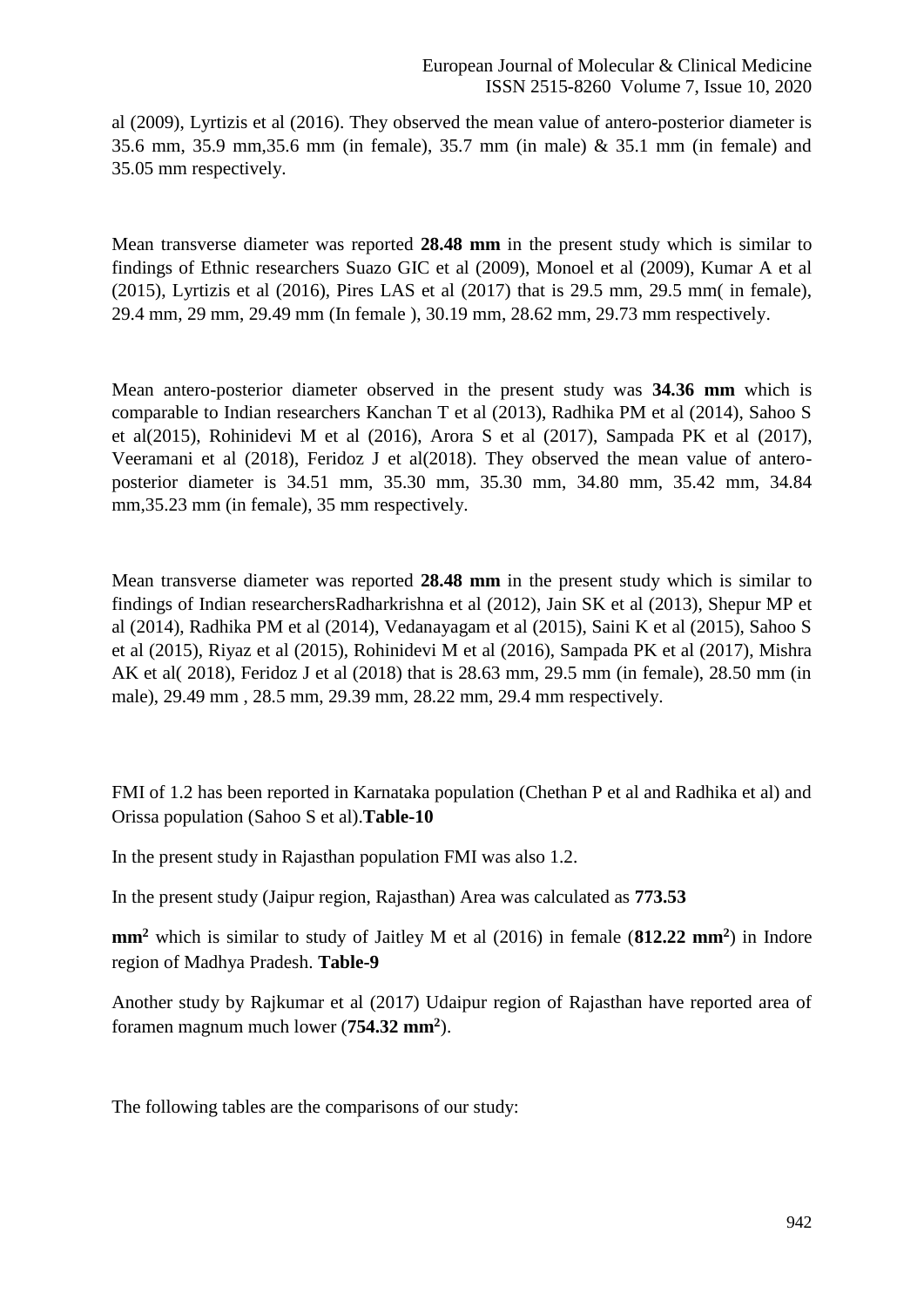al (2009), Lyrtizis et al (2016). They observed the mean value of antero-posterior diameter is 35.6 mm, 35.9 mm,35.6 mm (in female), 35.7 mm (in male) & 35.1 mm (in female) and 35.05 mm respectively.

Mean transverse diameter was reported **28.48 mm** in the present study which is similar to findings of Ethnic researchers Suazo GIC et al (2009), Monoel et al (2009), Kumar A et al (2015), Lyrtizis et al (2016), Pires LAS et al (2017) that is 29.5 mm, 29.5 mm( in female), 29.4 mm, 29 mm, 29.49 mm (In female ), 30.19 mm, 28.62 mm, 29.73 mm respectively.

Mean antero-posterior diameter observed in the present study was **34.36 mm** which is comparable to Indian researchers Kanchan T et al (2013), Radhika PM et al (2014), Sahoo S et al(2015), Rohinidevi M et al (2016), Arora S et al (2017), Sampada PK et al (2017), Veeramani et al (2018), Feridoz J et al(2018). They observed the mean value of antero-posterior diameter is 34.51 mm, 35.30 mm, 35.30 mm, 34.80 mm, 35.42 mm, 34.84 mm,35.23 mm (in female), 35 mm respectively.

Mean transverse diameter was reported **28.48 mm** in the present study which is similar to findings of Indian researchersRadharkrishna et al (2012), Jain SK et al (2013), Shepur MP et al (2014), Radhika PM et al (2014), Vedanayagam et al (2015), Saini K et al (2015), Sahoo S et al (2015), Riyaz et al (2015), Rohinidevi M et al (2016), Sampada PK et al (2017), Mishra AK et al( 2018), Feridoz J et al (2018) that is 28.63 mm, 29.5 mm (in female), 28.50 mm (in male), 29.49 mm , 28.5 mm, 29.39 mm, 28.22 mm, 29.4 mm respectively.

FMI of 1.2 has been reported in Karnataka population (Chethan P et al and Radhika et al) and Orissa population (Sahoo S et al).**Table-10**

In the present study in Rajasthan population FMI was also 1.2.

In the present study (Jaipur region, Rajasthan) Area was calculated as **773.53 mm$^2$** which is similar to study of Jaitley M et al (2016) in female (**812.22 mm$^2$**) in Indore region of Madhya Pradesh. **Table-9**

Another study by Rajkumar et al (2017) Udaipur region of Rajasthan have reported area of foramen magnum much lower (**754.32 mm$^2$**).

The following tables are the comparisons of our study: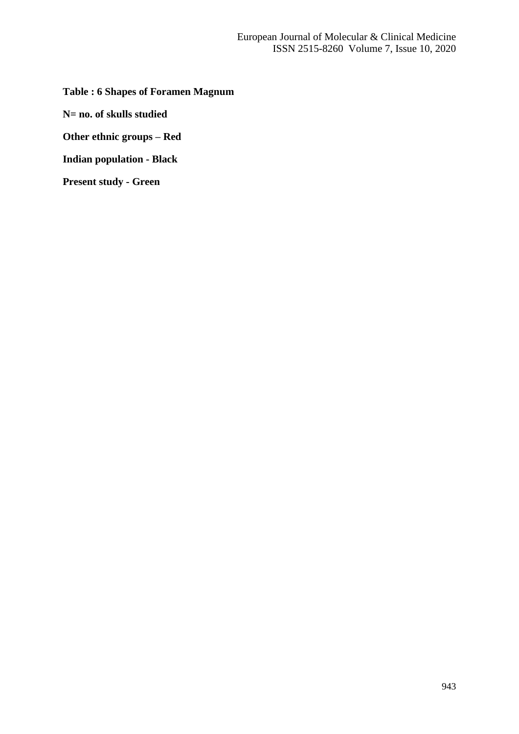**Table : 6 Shapes of Foramen Magnum**

**N= no. of skulls studied**

**Other ethnic groups – Red**

**Indian population - Black**

**Present study - Green**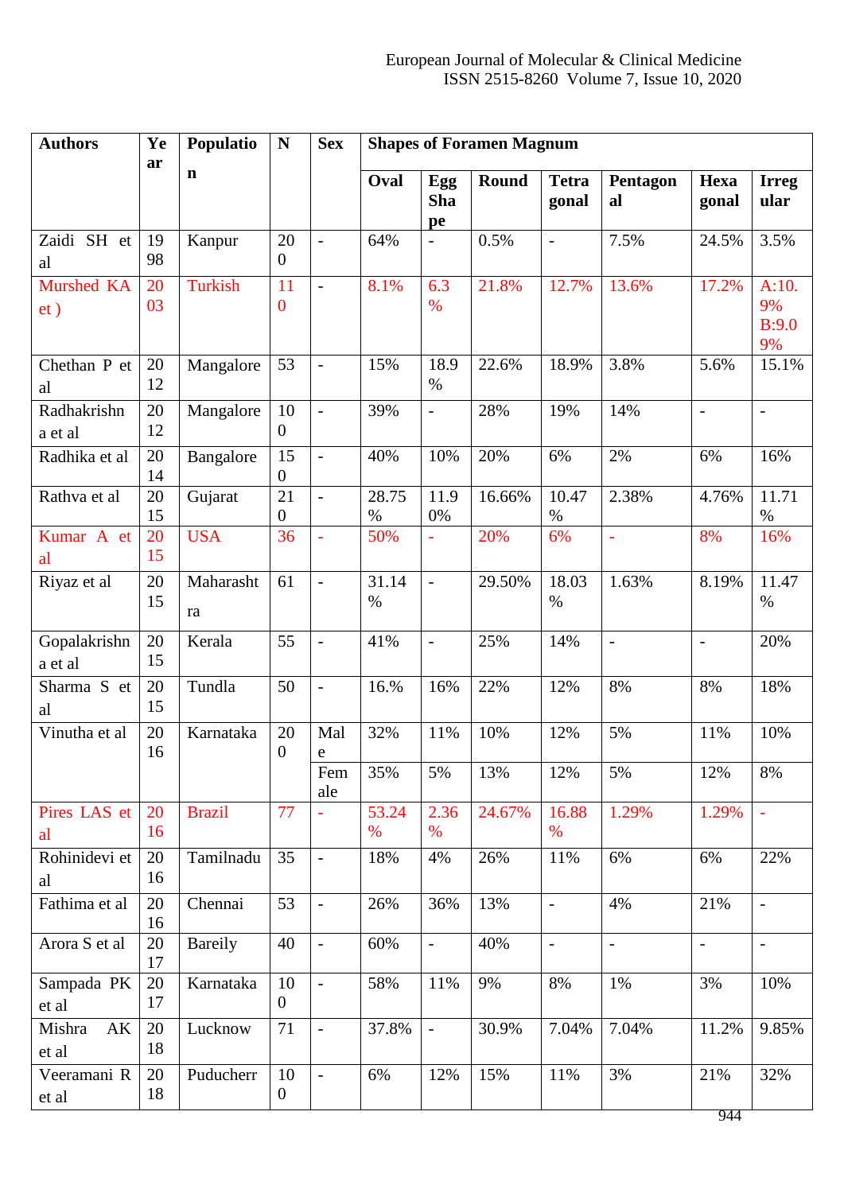| Authors | Year | Population | N | Sex | Shapes of Foramen Magnum | | | | | | |
|---|---|---|---|---|---|---|---|---|---|---|---|
| | | | | | Oval | Egg Shape | Round | Tetragonal | Pentagonal | Hexagonal | Irregular |
| Zaidi SH et al | 1998 | Kanpur | 200 | - | 64% | - | 0.5% | - | 7.5% | 24.5% | 3.5% |
| Murshed KA et ) | 2003 | Turkish | 110 | - | 8.1% | 6.3% | 21.8% | 12.7% | 13.6% | 17.2% | A:10.9% B:9.09% |
| Chethan P et al | 2012 | Mangalore | 53 | - | 15% | 18.9% | 22.6% | 18.9% | 3.8% | 5.6% | 15.1% |
| Radhakrishna et al | 2012 | Mangalore | 100 | - | 39% | - | 28% | 19% | 14% | - | - |
| Radhika et al | 2014 | Bangalore | 150 | - | 40% | 10% | 20% | 6% | 2% | 6% | 16% |
| Rathva et al | 2015 | Gujarat | 210 | - | 28.75% | 11.90% | 16.66% | 10.47% | 2.38% | 4.76% | 11.71% |
| Kumar A et al | 2015 | USA | 36 | - | 50% | - | 20% | 6% | - | 8% | 16% |
| Riyaz et al | 2015 | Maharashtra | 61 | - | 31.14% | - | 29.50% | 18.03% | 1.63% | 8.19% | 11.47% |
| Gopalakrishna et al | 2015 | Kerala | 55 | - | 41% | - | 25% | 14% | - | - | 20% |
| Sharma S et al | 2015 | Tundla | 50 | - | 16.% | 16% | 22% | 12% | 8% | 8% | 18% |
| Vinutha et al | 2016 | Karnataka | 200 | Male | 32% | 11% | 10% | 12% | 5% | 11% | 10% |
| | | | | Female | 35% | 5% | 13% | 12% | 5% | 12% | 8% |
| Pires LAS et al | 2016 | Brazil | 77 | - | 53.24% | 2.36% | 24.67% | 16.88% | 1.29% | 1.29% | - |
| Rohinidevi et al | 2016 | Tamilnadu | 35 | - | 18% | 4% | 26% | 11% | 6% | 6% | 22% |
| Fathima et al | 2016 | Chennai | 53 | - | 26% | 36% | 13% | - | 4% | 21% | - |
| Arora S et al | 2017 | Bareily | 40 | - | 60% | - | 40% | - | - | - | - |
| Sampada PK et al | 2017 | Karnataka | 100 | - | 58% | 11% | 9% | 8% | 1% | 3% | 10% |
| Mishra AK et al | 2018 | Lucknow | 71 | - | 37.8% | - | 30.9% | 7.04% | 7.04% | 11.2% | 9.85% |
| Veeramani R et al | 2018 | Puducherr | 100 | - | 6% | 12% | 15% | 11% | 3% | 21% | 32% |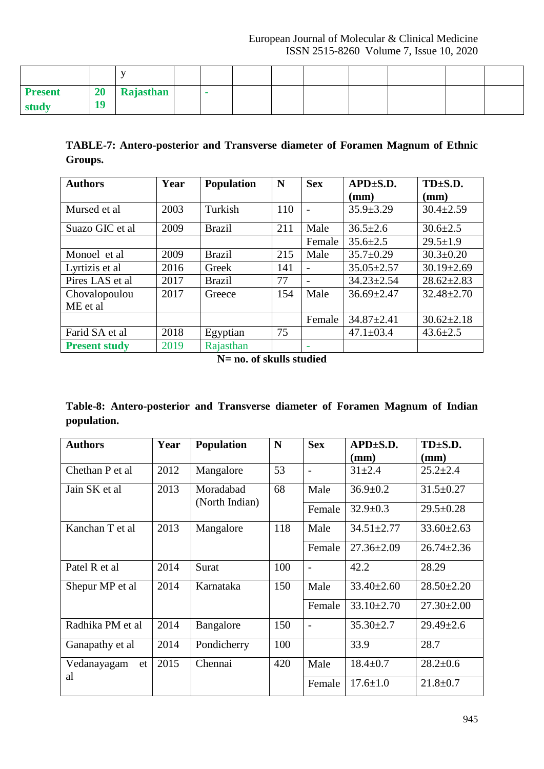| | | y | | | | | | | | |
|---|---|---|---|---|---|---|---|---|---|---|
| **Present study** | **2019** | **Rajasthan** | | - | | | | | | |

**TABLE-7: Antero-posterior and Transverse diameter of Foramen Magnum of Ethnic Groups.**

| Authors | Year | Population | N | Sex | APD±S.D. (mm) | TD±S.D. (mm) |
|---|---|---|---|---|---|---|
| Mursed et al | 2003 | Turkish | 110 | - | 35.9±3.29 | 30.4±2.59 |
| Suazo GIC et al | 2009 | Brazil | 211 | Male | 36.5±2.6 | 30.6±2.5 |
| | | | | Female | 35.6±2.5 | 29.5±1.9 |
| Monoel et al | 2009 | Brazil | 215 | Male | 35.7±0.29 | 30.3±0.20 |
| Lyrtizis et al | 2016 | Greek | 141 | - | 35.05±2.57 | 30.19±2.69 |
| Pires LAS et al | 2017 | Brazil | 77 | - | 34.23±2.54 | 28.62±2.83 |
| Chovalopoulou ME et al | 2017 | Greece | 154 | Male | 36.69±2.47 | 32.48±2.70 |
| | | | | Female | 34.87±2.41 | 30.62±2.18 |
| Farid SA et al | 2018 | Egyptian | 75 | | 47.1±03.4 | 43.6±2.5 |
| **Present study** | 2019 | Rajasthan | | - | | |

**N= no. of skulls studied**

**Table-8: Antero-posterior and Transverse diameter of Foramen Magnum of Indian population.**

| Authors | Year | Population | N | Sex | APD±S.D. (mm) | TD±S.D. (mm) |
|---|---|---|---|---|---|---|
| Chethan P et al | 2012 | Mangalore | 53 | - | 31±2.4 | 25.2±2.4 |
| Jain SK et al | 2013 | Moradabad (North Indian) | 68 | Male | 36.9±0.2 | 31.5±0.27 |
| | | | | Female | 32.9±0.3 | 29.5±0.28 |
| Kanchan T et al | 2013 | Mangalore | 118 | Male | 34.51±2.77 | 33.60±2.63 |
| | | | | Female | 27.36±2.09 | 26.74±2.36 |
| Patel R et al | 2014 | Surat | 100 | - | 42.2 | 28.29 |
| Shepur MP et al | 2014 | Karnataka | 150 | Male | 33.40±2.60 | 28.50±2.20 |
| | | | | Female | 33.10±2.70 | 27.30±2.00 |
| Radhika PM et al | 2014 | Bangalore | 150 | - | 35.30±2.7 | 29.49±2.6 |
| Ganapathy et al | 2014 | Pondicherry | 100 | | 33.9 | 28.7 |
| Vedanayagam et al | 2015 | Chennai | 420 | Male | 18.4±0.7 | 28.2±0.6 |
| | | | | Female | 17.6±1.0 | 21.8±0.7 |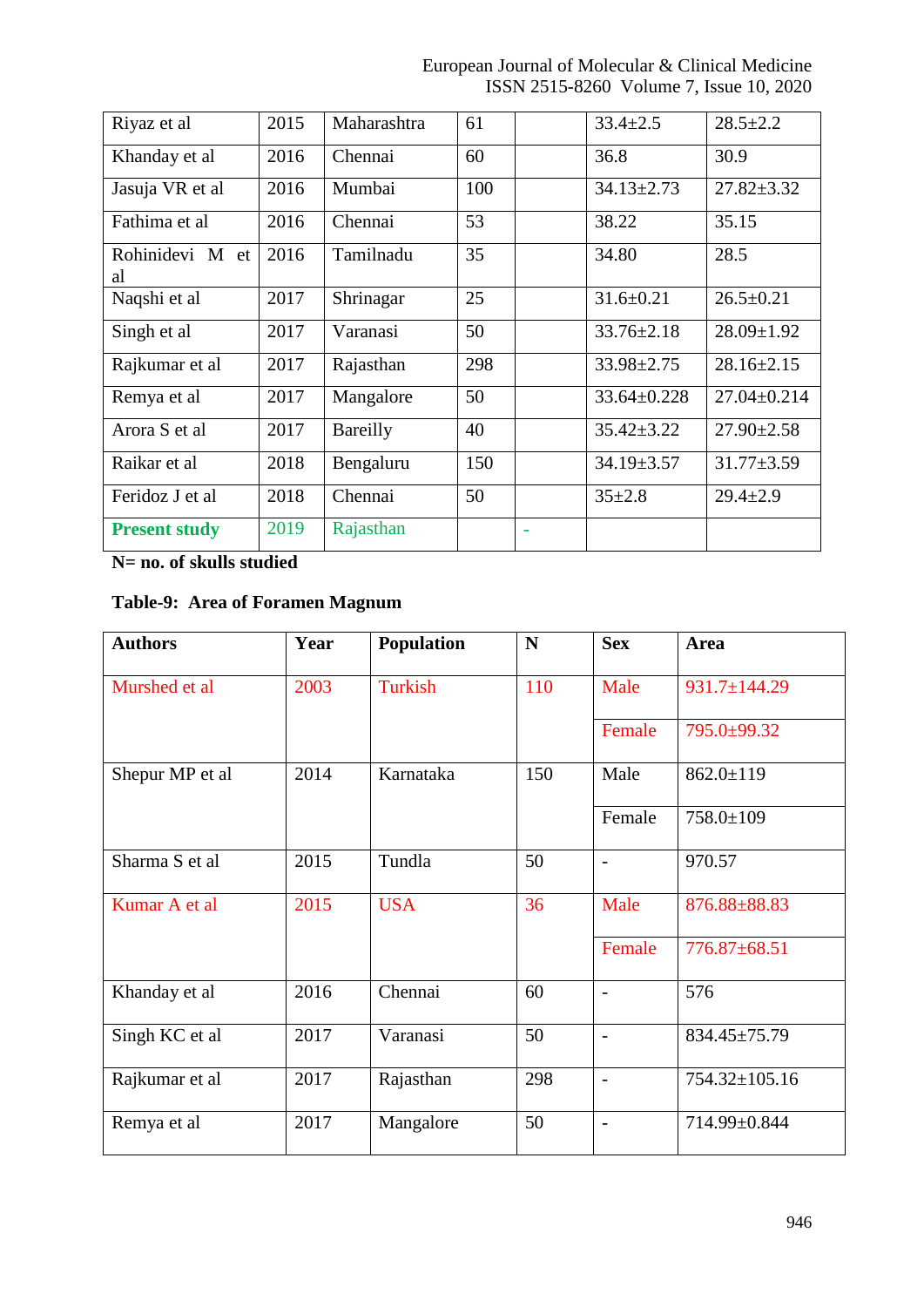| Riyaz et al | 2015 | Maharashtra | 61 | | 33.4±2.5 | 28.5±2.2 |
|---|---|---|---|---|---|---|
| Khanday et al | 2016 | Chennai | 60 | | 36.8 | 30.9 |
| Jasuja VR et al | 2016 | Mumbai | 100 | | 34.13±2.73 | 27.82±3.32 |
| Fathima et al | 2016 | Chennai | 53 | | 38.22 | 35.15 |
| Rohinidevi M et al | 2016 | Tamilnadu | 35 | | 34.80 | 28.5 |
| Naqshi et al | 2017 | Shrinagar | 25 | | 31.6±0.21 | 26.5±0.21 |
| Singh et al | 2017 | Varanasi | 50 | | 33.76±2.18 | 28.09±1.92 |
| Rajkumar et al | 2017 | Rajasthan | 298 | | 33.98±2.75 | 28.16±2.15 |
| Remya et al | 2017 | Mangalore | 50 | | 33.64±0.228 | 27.04±0.214 |
| Arora S et al | 2017 | Bareilly | 40 | | 35.42±3.22 | 27.90±2.58 |
| Raikar et al | 2018 | Bengaluru | 150 | | 34.19±3.57 | 31.77±3.59 |
| Feridoz J et al | 2018 | Chennai | 50 | | 35±2.8 | 29.4±2.9 |
| **Present study** | 2019 | Rajasthan | | - | | |

**N= no. of skulls studied**

**Table-9: Area of Foramen Magnum**

| Authors | Year | Population | N | Sex | Area |
|---|---|---|---|---|---|
| Murshed et al | 2003 | Turkish | 110 | Male | 931.7±144.29 |
| | | | | Female | 795.0±99.32 |
| Shepur MP et al | 2014 | Karnataka | 150 | Male | 862.0±119 |
| | | | | Female | 758.0±109 |
| Sharma S et al | 2015 | Tundla | 50 | - | 970.57 |
| Kumar A et al | 2015 | USA | 36 | Male | 876.88±88.83 |
| | | | | Female | 776.87±68.51 |
| Khanday et al | 2016 | Chennai | 60 | - | 576 |
| Singh KC et al | 2017 | Varanasi | 50 | - | 834.45±75.79 |
| Rajkumar et al | 2017 | Rajasthan | 298 | - | 754.32±105.16 |
| Remya et al | 2017 | Mangalore | 50 | - | 714.99±0.844 |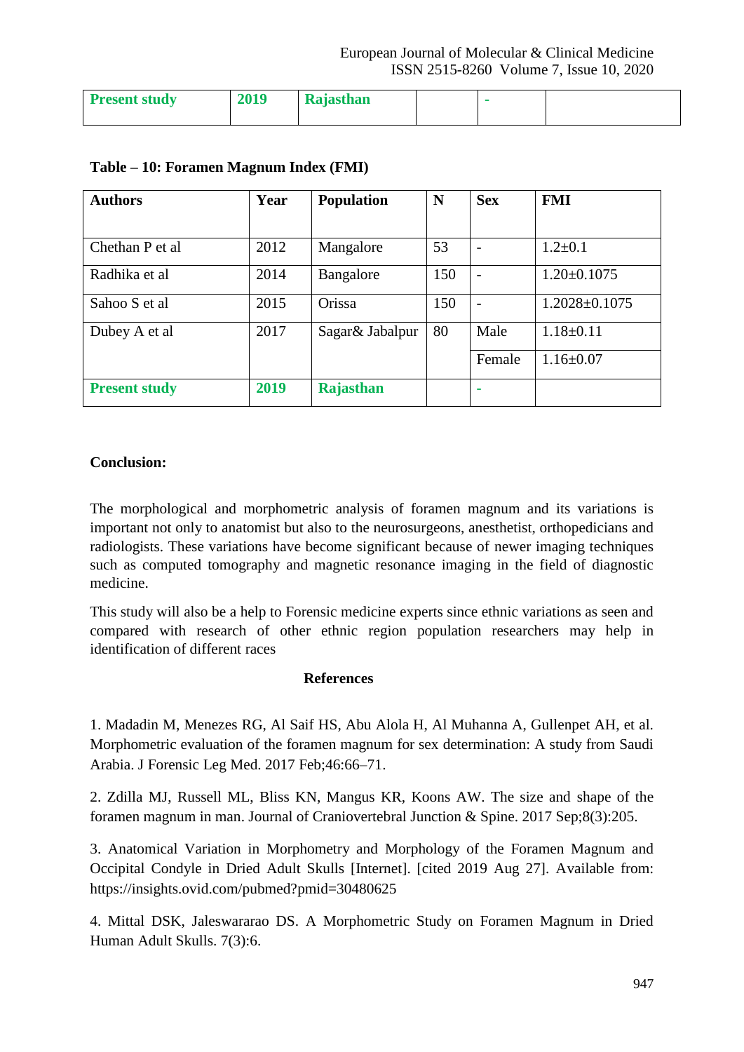| Present study | 2019 | Rajasthan | | - | |
|---|---|---|---|---|---|

**Table – 10: Foramen Magnum Index (FMI)**

| Authors | Year | Population | N | Sex | FMI |
|---|---|---|---|---|---|
| Chethan P et al | 2012 | Mangalore | 53 | - | 1.2±0.1 |
| Radhika et al | 2014 | Bangalore | 150 | - | 1.20±0.1075 |
| Sahoo S et al | 2015 | Orissa | 150 | - | 1.2028±0.1075 |
| Dubey A et al | 2017 | Sagar& Jabalpur | 80 | Male | 1.18±0.11 |
| | | | | Female | 1.16±0.07 |
| **Present study** | **2019** | **Rajasthan** | | - | |

**Conclusion:**

The morphological and morphometric analysis of foramen magnum and its variations is important not only to anatomist but also to the neurosurgeons, anesthetist, orthopedicians and radiologists. These variations have become significant because of newer imaging techniques such as computed tomography and magnetic resonance imaging in the field of diagnostic medicine.

This study will also be a help to Forensic medicine experts since ethnic variations as seen and compared with research of other ethnic region population researchers may help in identification of different races

## References

1. Madadin M, Menezes RG, Al Saif HS, Abu Alola H, Al Muhanna A, Gullenpet AH, et al. Morphometric evaluation of the foramen magnum for sex determination: A study from Saudi Arabia. J Forensic Leg Med. 2017 Feb;46:66–71.

2. Zdilla MJ, Russell ML, Bliss KN, Mangus KR, Koons AW. The size and shape of the foramen magnum in man. Journal of Craniovertebral Junction & Spine. 2017 Sep;8(3):205.

3. Anatomical Variation in Morphometry and Morphology of the Foramen Magnum and Occipital Condyle in Dried Adult Skulls [Internet]. [cited 2019 Aug 27]. Available from: https://insights.ovid.com/pubmed?pmid=30480625

4. Mittal DSK, Jaleswararao DS. A Morphometric Study on Foramen Magnum in Dried Human Adult Skulls. 7(3):6.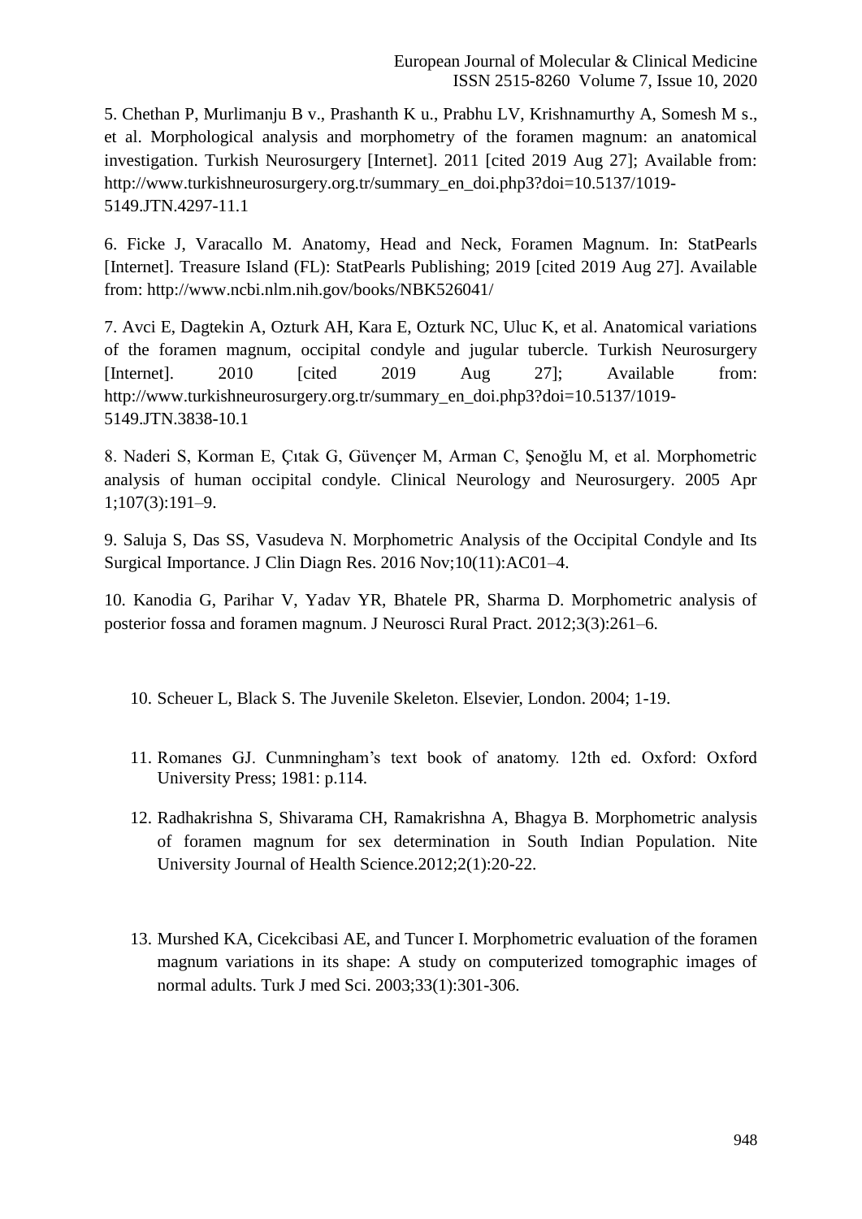5. Chethan P, Murlimanju B v., Prashanth K u., Prabhu LV, Krishnamurthy A, Somesh M s., et al. Morphological analysis and morphometry of the foramen magnum: an anatomical investigation. Turkish Neurosurgery [Internet]. 2011 [cited 2019 Aug 27]; Available from: http://www.turkishneurosurgery.org.tr/summary_en_doi.php3?doi=10.5137/1019-5149.JTN.4297-11.1

6. Ficke J, Varacallo M. Anatomy, Head and Neck, Foramen Magnum. In: StatPearls [Internet]. Treasure Island (FL): StatPearls Publishing; 2019 [cited 2019 Aug 27]. Available from: http://www.ncbi.nlm.nih.gov/books/NBK526041/

7. Avci E, Dagtekin A, Ozturk AH, Kara E, Ozturk NC, Uluc K, et al. Anatomical variations of the foramen magnum, occipital condyle and jugular tubercle. Turkish Neurosurgery [Internet]. 2010 [cited 2019 Aug 27]; Available from: http://www.turkishneurosurgery.org.tr/summary_en_doi.php3?doi=10.5137/1019-5149.JTN.3838-10.1

8. Naderi S, Korman E, Çıtak G, Güvençer M, Arman C, Şenoğlu M, et al. Morphometric analysis of human occipital condyle. Clinical Neurology and Neurosurgery. 2005 Apr 1;107(3):191–9.

9. Saluja S, Das SS, Vasudeva N. Morphometric Analysis of the Occipital Condyle and Its Surgical Importance. J Clin Diagn Res. 2016 Nov;10(11):AC01–4.

10. Kanodia G, Parihar V, Yadav YR, Bhatele PR, Sharma D. Morphometric analysis of posterior fossa and foramen magnum. J Neurosci Rural Pract. 2012;3(3):261–6.

10. Scheuer L, Black S. The Juvenile Skeleton. Elsevier, London. 2004; 1-19.

11. Romanes GJ. Cunmningham's text book of anatomy. 12th ed. Oxford: Oxford University Press; 1981: p.114.

12. Radhakrishna S, Shivarama CH, Ramakrishna A, Bhagya B. Morphometric analysis of foramen magnum for sex determination in South Indian Population. Nite University Journal of Health Science.2012;2(1):20-22.

13. Murshed KA, Cicekcibasi AE, and Tuncer I. Morphometric evaluation of the foramen magnum variations in its shape: A study on computerized tomographic images of normal adults. Turk J med Sci. 2003;33(1):301-306.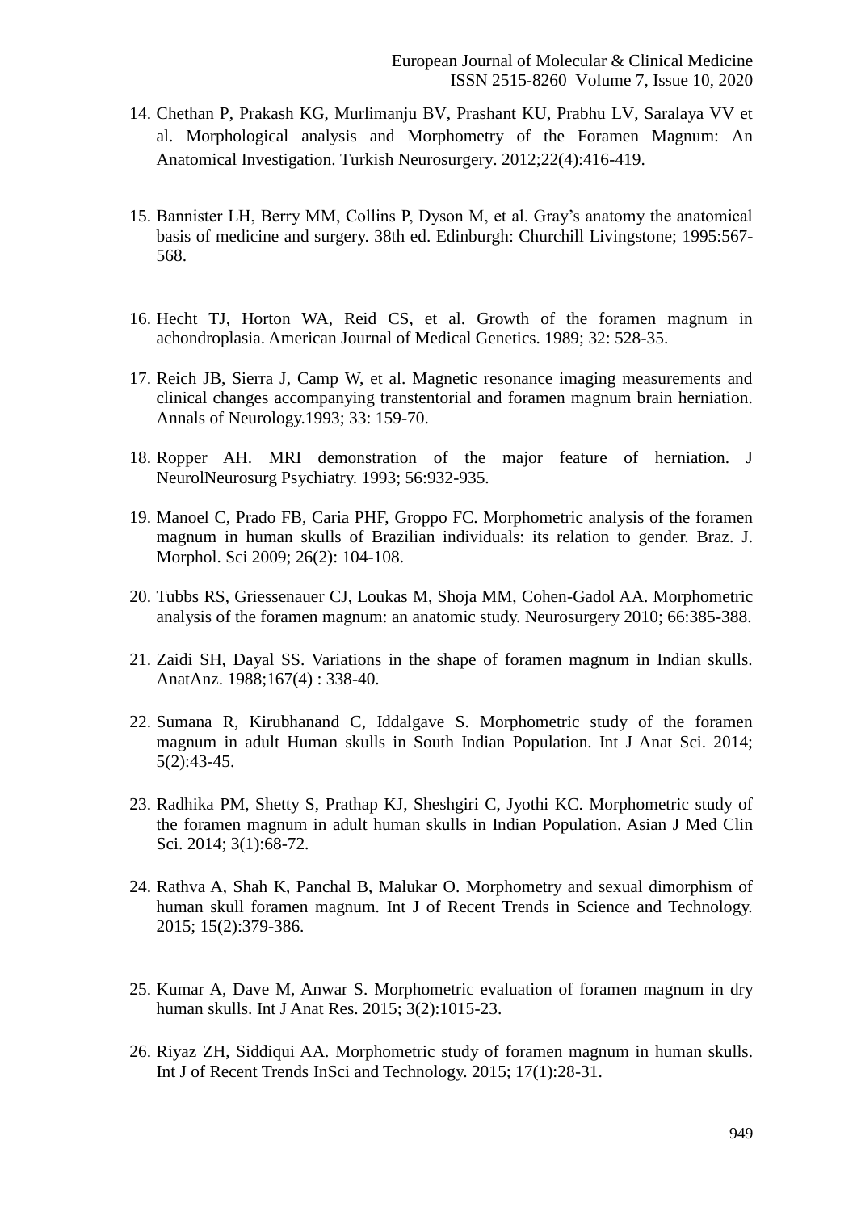14. Chethan P, Prakash KG, Murlimanju BV, Prashant KU, Prabhu LV, Saralaya VV et al. Morphological analysis and Morphometry of the Foramen Magnum: An Anatomical Investigation. Turkish Neurosurgery. 2012;22(4):416-419.

15. Bannister LH, Berry MM, Collins P, Dyson M, et al. Gray's anatomy the anatomical basis of medicine and surgery. 38th ed. Edinburgh: Churchill Livingstone; 1995:567-568.

16. Hecht TJ, Horton WA, Reid CS, et al. Growth of the foramen magnum in achondroplasia. American Journal of Medical Genetics. 1989; 32: 528-35.

17. Reich JB, Sierra J, Camp W, et al. Magnetic resonance imaging measurements and clinical changes accompanying transtentorial and foramen magnum brain herniation. Annals of Neurology.1993; 33: 159-70.

18. Ropper AH. MRI demonstration of the major feature of herniation. J NeurolNeurosurg Psychiatry. 1993; 56:932-935.

19. Manoel C, Prado FB, Caria PHF, Groppo FC. Morphometric analysis of the foramen magnum in human skulls of Brazilian individuals: its relation to gender. Braz. J. Morphol. Sci 2009; 26(2): 104-108.

20. Tubbs RS, Griessenauer CJ, Loukas M, Shoja MM, Cohen-Gadol AA. Morphometric analysis of the foramen magnum: an anatomic study. Neurosurgery 2010; 66:385-388.

21. Zaidi SH, Dayal SS. Variations in the shape of foramen magnum in Indian skulls. AnatAnz. 1988;167(4) : 338-40.

22. Sumana R, Kirubhanand C, Iddalgave S. Morphometric study of the foramen magnum in adult Human skulls in South Indian Population. Int J Anat Sci. 2014; 5(2):43-45.

23. Radhika PM, Shetty S, Prathap KJ, Sheshgiri C, Jyothi KC. Morphometric study of the foramen magnum in adult human skulls in Indian Population. Asian J Med Clin Sci. 2014; 3(1):68-72.

24. Rathva A, Shah K, Panchal B, Malukar O. Morphometry and sexual dimorphism of human skull foramen magnum. Int J of Recent Trends in Science and Technology. 2015; 15(2):379-386.

25. Kumar A, Dave M, Anwar S. Morphometric evaluation of foramen magnum in dry human skulls. Int J Anat Res. 2015; 3(2):1015-23.

26. Riyaz ZH, Siddiqui AA. Morphometric study of foramen magnum in human skulls. Int J of Recent Trends InSci and Technology. 2015; 17(1):28-31.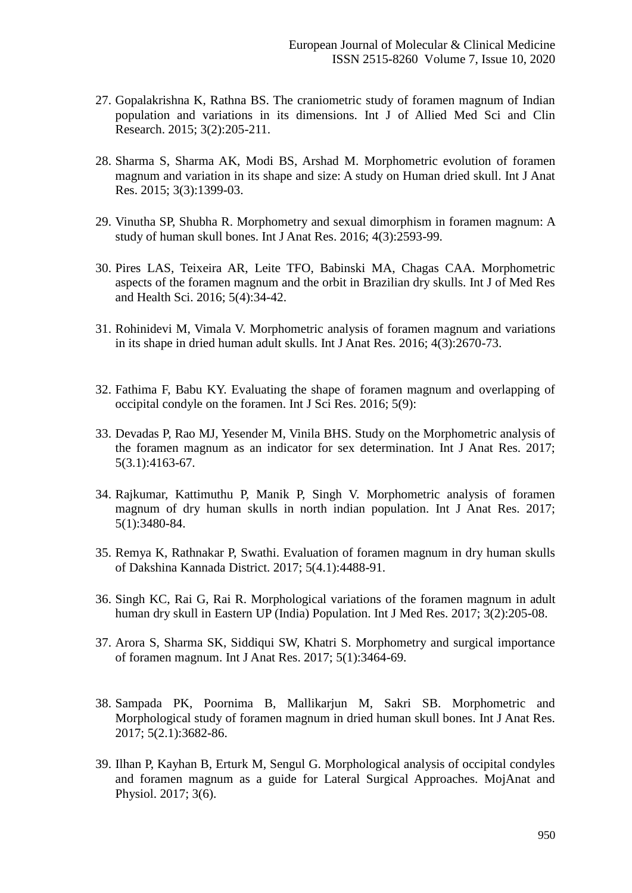27. Gopalakrishna K, Rathna BS. The craniometric study of foramen magnum of Indian population and variations in its dimensions. Int J of Allied Med Sci and Clin Research. 2015; 3(2):205-211.

28. Sharma S, Sharma AK, Modi BS, Arshad M. Morphometric evolution of foramen magnum and variation in its shape and size: A study on Human dried skull. Int J Anat Res. 2015; 3(3):1399-03.

29. Vinutha SP, Shubha R. Morphometry and sexual dimorphism in foramen magnum: A study of human skull bones. Int J Anat Res. 2016; 4(3):2593-99.

30. Pires LAS, Teixeira AR, Leite TFO, Babinski MA, Chagas CAA. Morphometric aspects of the foramen magnum and the orbit in Brazilian dry skulls. Int J of Med Res and Health Sci. 2016; 5(4):34-42.

31. Rohinidevi M, Vimala V. Morphometric analysis of foramen magnum and variations in its shape in dried human adult skulls. Int J Anat Res. 2016; 4(3):2670-73.

32. Fathima F, Babu KY. Evaluating the shape of foramen magnum and overlapping of occipital condyle on the foramen. Int J Sci Res. 2016; 5(9):

33. Devadas P, Rao MJ, Yesender M, Vinila BHS. Study on the Morphometric analysis of the foramen magnum as an indicator for sex determination. Int J Anat Res. 2017; 5(3.1):4163-67.

34. Rajkumar, Kattimuthu P, Manik P, Singh V. Morphometric analysis of foramen magnum of dry human skulls in north indian population. Int J Anat Res. 2017; 5(1):3480-84.

35. Remya K, Rathnakar P, Swathi. Evaluation of foramen magnum in dry human skulls of Dakshina Kannada District. 2017; 5(4.1):4488-91.

36. Singh KC, Rai G, Rai R. Morphological variations of the foramen magnum in adult human dry skull in Eastern UP (India) Population. Int J Med Res. 2017; 3(2):205-08.

37. Arora S, Sharma SK, Siddiqui SW, Khatri S. Morphometry and surgical importance of foramen magnum. Int J Anat Res. 2017; 5(1):3464-69.

38. Sampada PK, Poornima B, Mallikarjun M, Sakri SB. Morphometric and Morphological study of foramen magnum in dried human skull bones. Int J Anat Res. 2017; 5(2.1):3682-86.

39. Ilhan P, Kayhan B, Erturk M, Sengul G. Morphological analysis of occipital condyles and foramen magnum as a guide for Lateral Surgical Approaches. MojAnat and Physiol. 2017; 3(6).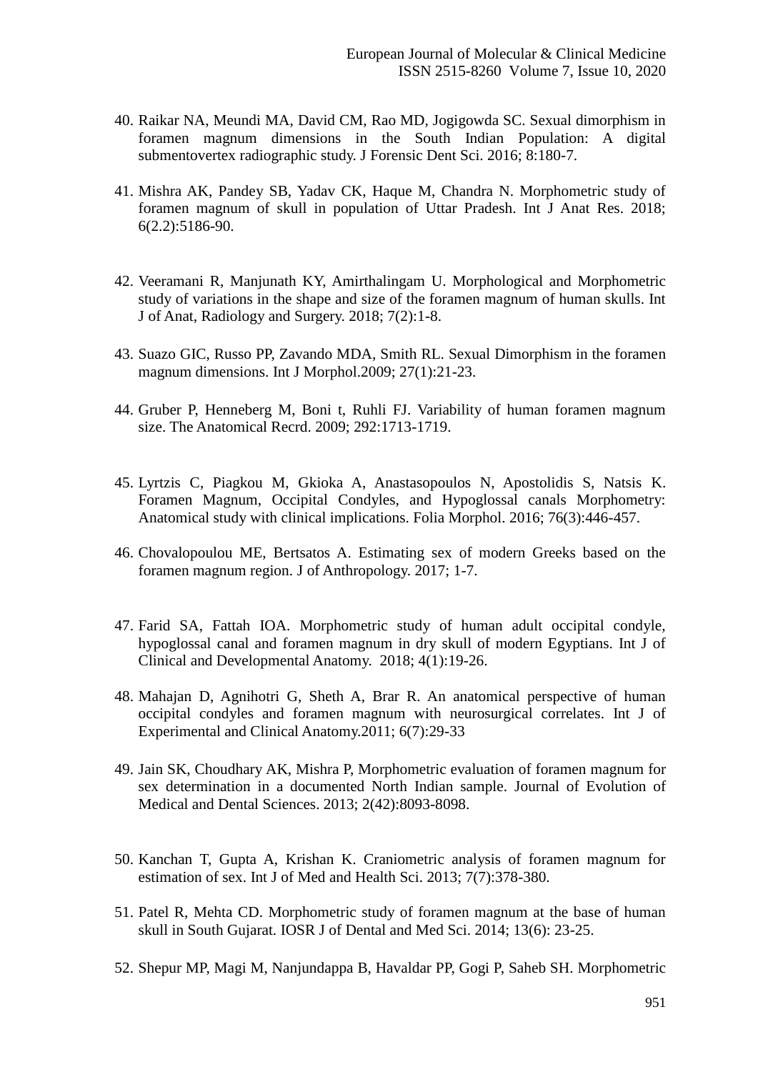40. Raikar NA, Meundi MA, David CM, Rao MD, Jogigowda SC. Sexual dimorphism in foramen magnum dimensions in the South Indian Population: A digital submentovertex radiographic study. J Forensic Dent Sci. 2016; 8:180-7.

41. Mishra AK, Pandey SB, Yadav CK, Haque M, Chandra N. Morphometric study of foramen magnum of skull in population of Uttar Pradesh. Int J Anat Res. 2018; 6(2.2):5186-90.

42. Veeramani R, Manjunath KY, Amirthalingam U. Morphological and Morphometric study of variations in the shape and size of the foramen magnum of human skulls. Int J of Anat, Radiology and Surgery. 2018; 7(2):1-8.

43. Suazo GIC, Russo PP, Zavando MDA, Smith RL. Sexual Dimorphism in the foramen magnum dimensions. Int J Morphol.2009; 27(1):21-23.

44. Gruber P, Henneberg M, Boni t, Ruhli FJ. Variability of human foramen magnum size. The Anatomical Recrd. 2009; 292:1713-1719.

45. Lyrtzis C, Piagkou M, Gkioka A, Anastasopoulos N, Apostolidis S, Natsis K. Foramen Magnum, Occipital Condyles, and Hypoglossal canals Morphometry: Anatomical study with clinical implications. Folia Morphol. 2016; 76(3):446-457.

46. Chovalopoulou ME, Bertsatos A. Estimating sex of modern Greeks based on the foramen magnum region. J of Anthropology. 2017; 1-7.

47. Farid SA, Fattah IOA. Morphometric study of human adult occipital condyle, hypoglossal canal and foramen magnum in dry skull of modern Egyptians. Int J of Clinical and Developmental Anatomy. 2018; 4(1):19-26.

48. Mahajan D, Agnihotri G, Sheth A, Brar R. An anatomical perspective of human occipital condyles and foramen magnum with neurosurgical correlates. Int J of Experimental and Clinical Anatomy.2011; 6(7):29-33

49. Jain SK, Choudhary AK, Mishra P, Morphometric evaluation of foramen magnum for sex determination in a documented North Indian sample. Journal of Evolution of Medical and Dental Sciences. 2013; 2(42):8093-8098.

50. Kanchan T, Gupta A, Krishan K. Craniometric analysis of foramen magnum for estimation of sex. Int J of Med and Health Sci. 2013; 7(7):378-380.

51. Patel R, Mehta CD. Morphometric study of foramen magnum at the base of human skull in South Gujarat. IOSR J of Dental and Med Sci. 2014; 13(6): 23-25.

52. Shepur MP, Magi M, Nanjundappa B, Havaldar PP, Gogi P, Saheb SH. Morphometric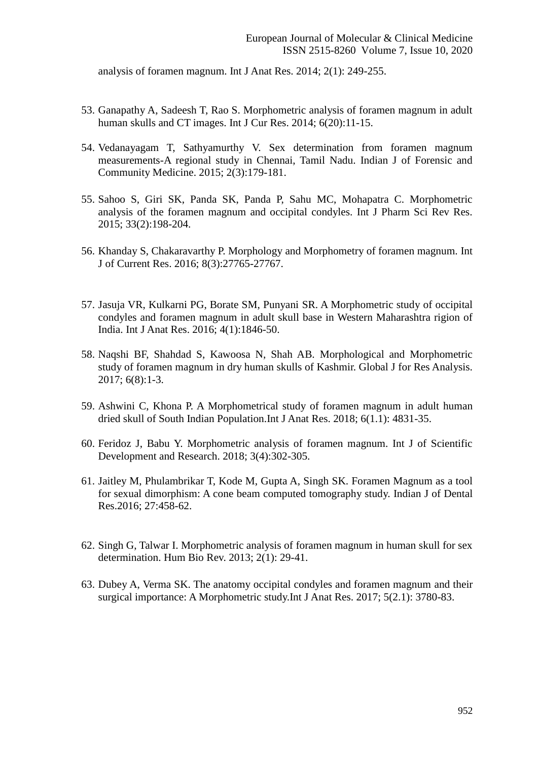analysis of foramen magnum. Int J Anat Res. 2014; 2(1): 249-255.

53. Ganapathy A, Sadeesh T, Rao S. Morphometric analysis of foramen magnum in adult human skulls and CT images. Int J Cur Res. 2014; 6(20):11-15.

54. Vedanayagam T, Sathyamurthy V. Sex determination from foramen magnum measurements-A regional study in Chennai, Tamil Nadu. Indian J of Forensic and Community Medicine. 2015; 2(3):179-181.

55. Sahoo S, Giri SK, Panda SK, Panda P, Sahu MC, Mohapatra C. Morphometric analysis of the foramen magnum and occipital condyles. Int J Pharm Sci Rev Res. 2015; 33(2):198-204.

56. Khanday S, Chakaravarthy P. Morphology and Morphometry of foramen magnum. Int J of Current Res. 2016; 8(3):27765-27767.

57. Jasuja VR, Kulkarni PG, Borate SM, Punyani SR. A Morphometric study of occipital condyles and foramen magnum in adult skull base in Western Maharashtra rigion of India. Int J Anat Res. 2016; 4(1):1846-50.

58. Naqshi BF, Shahdad S, Kawoosa N, Shah AB. Morphological and Morphometric study of foramen magnum in dry human skulls of Kashmir. Global J for Res Analysis. 2017; 6(8):1-3.

59. Ashwini C, Khona P. A Morphometrical study of foramen magnum in adult human dried skull of South Indian Population.Int J Anat Res. 2018; 6(1.1): 4831-35.

60. Feridoz J, Babu Y. Morphometric analysis of foramen magnum. Int J of Scientific Development and Research. 2018; 3(4):302-305.

61. Jaitley M, Phulambrikar T, Kode M, Gupta A, Singh SK. Foramen Magnum as a tool for sexual dimorphism: A cone beam computed tomography study. Indian J of Dental Res.2016; 27:458-62.

62. Singh G, Talwar I. Morphometric analysis of foramen magnum in human skull for sex determination. Hum Bio Rev. 2013; 2(1): 29-41.

63. Dubey A, Verma SK. The anatomy occipital condyles and foramen magnum and their surgical importance: A Morphometric study.Int J Anat Res. 2017; 5(2.1): 3780-83.